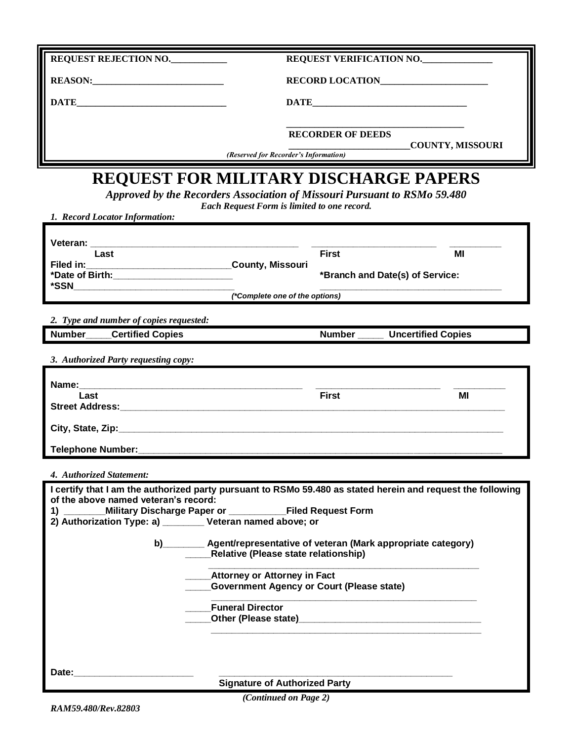| REQUEST REJECTION NO.____________ | REQUEST VERIFICATION NO._______________ |
|---|---|
| REASON:____________________________ | RECORD LOCATION_______________________ |
| DATE________________________________ | DATE_________________________________ |
| | _____________________________________ RECORDER OF DEEDS _________________________COUNTY, MISSOURI |

*(Reserved for Recorder's Information)*

# REQUEST FOR MILITARY DISCHARGE PAPERS

***Approved by the Recorders Association of Missouri Pursuant to RSMo 59.480***

***Each Request Form is limited to one record.***

***1. Record Locator Information:***

**Veteran:** ___________________________________________ _________________________ __________
**Last** **First** **MI**

**Filed in:**____________________________**County, Missouri**

**\*Date of Birth:**________________________ **\*Branch and Date(s) of Service:**

**\*SSN**________________________________ ______________________________________

*(\*Complete one of the options)*

***2. Type and number of copies requested:***

**Number\_\_\_\_\_Certified Copies** **Number \_\_\_\_\_ Uncertified Copies**

***3. Authorized Party requesting copy:***

**Name:**_____________________________________________ _________________________ __________
**Last** **First** **MI**

**Street Address:**_______________________________________________________________________________

**City, State, Zip:**______________________________________________________________________________

**Telephone Number:**___________________________________________________________________________

***4. Authorized Statement:***

**I certify that I am the authorized party pursuant to RSMo 59.480 as stated herein and request the following of the above named veteran's record:**

**1) \_\_\_\_\_\_\_\_Military Discharge Paper or \_\_\_\_\_\_\_\_\_\_\_Filed Request Form**

**2) Authorization Type: a) \_\_\_\_\_\_\_\_ Veteran named above; or**

**b)\_\_\_\_\_\_\_\_ Agent/representative of veteran (Mark appropriate category)**

- **\_\_\_\_\_Relative (Please state relationship)**
  ______________________________________________________
- **\_\_\_\_\_Attorney or Attorney in Fact**
- **\_\_\_\_\_Government Agency or Court (Please state)**
  ______________________________________________________
- **\_\_\_\_\_Funeral Director**
- **\_\_\_\_\_Other (Please state)**_____________________________________
  ______________________________________________________

**Date:**________________________ _______________________________________________
**Signature of Authorized Party**

*(Continued on Page 2)*

*RAM59.480/Rev.82803*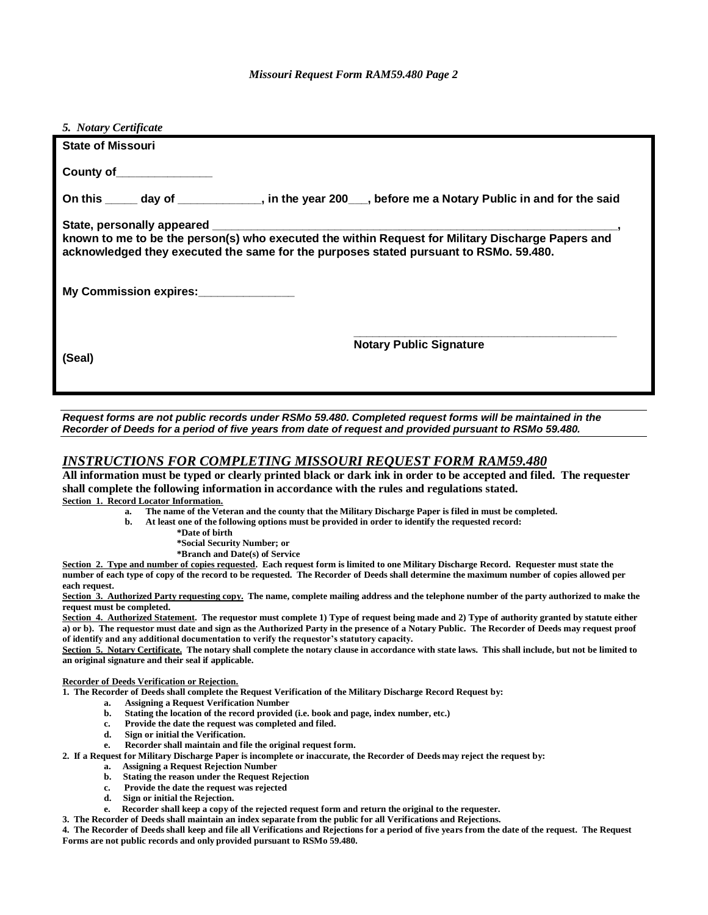*5. Notary Certificate*

**State of Missouri**

**County of_______________**

**On this _____ day of _____________, in the year 200___, before me a Notary Public in and for the said**

**State, personally appeared ________________________________________________________________,**
**known to me to be the person(s) who executed the within Request for Military Discharge Papers and acknowledged they executed the same for the purposes stated pursuant to RSMo. 59.480.**

**My Commission expires:_______________**

_____________________________________________
**Notary Public Signature**

**(Seal)**

***Request forms are not public records under RSMo 59.480. Completed request forms will be maintained in the Recorder of Deeds for a period of five years from date of request and provided pursuant to RSMo 59.480.***

## *INSTRUCTIONS FOR COMPLETING MISSOURI REQUEST FORM RAM59.480*

**All information must be typed or clearly printed black or dark ink in order to be accepted and filed. The requester shall complete the following information in accordance with the rules and regulations stated.**

**Section 1. Record Locator Information.**

- **a. The name of the Veteran and the county that the Military Discharge Paper is filed in must be completed.**
- **b. At least one of the following options must be provided in order to identify the requested record:**
  - **\*Date of birth**
  - **\*Social Security Number; or**
  - **\*Branch and Date(s) of Service**

**Section 2. Type and number of copies requested. Each request form is limited to one Military Discharge Record. Requester must state the number of each type of copy of the record to be requested. The Recorder of Deeds shall determine the maximum number of copies allowed per each request.**

**Section 3. Authorized Party requesting copy. The name, complete mailing address and the telephone number of the party authorized to make the request must be completed.**

**Section 4. Authorized Statement. The requestor must complete 1) Type of request being made and 2) Type of authority granted by statute either a) or b). The requestor must date and sign as the Authorized Party in the presence of a Notary Public. The Recorder of Deeds may request proof of identify and any additional documentation to verify the requestor's statutory capacity.**

**Section 5. Notary Certificate. The notary shall complete the notary clause in accordance with state laws. This shall include, but not be limited to an original signature and their seal if applicable.**

**Recorder of Deeds Verification or Rejection.**

**1. The Recorder of Deeds shall complete the Request Verification of the Military Discharge Record Request by:**

- **a. Assigning a Request Verification Number**
- **b. Stating the location of the record provided (i.e. book and page, index number, etc.)**
- **c. Provide the date the request was completed and filed.**
- **d. Sign or initial the Verification.**
- **e. Recorder shall maintain and file the original request form.**

**2. If a Request for Military Discharge Paper is incomplete or inaccurate, the Recorder of Deeds may reject the request by:**

- **a. Assigning a Request Rejection Number**
- **b. Stating the reason under the Request Rejection**
- **c. Provide the date the request was rejected**
- **d. Sign or initial the Rejection.**
- **e. Recorder shall keep a copy of the rejected request form and return the original to the requester.**

**3. The Recorder of Deeds shall maintain an index separate from the public for all Verifications and Rejections.**

**4. The Recorder of Deeds shall keep and file all Verifications and Rejections for a period of five years from the date of the request. The Request Forms are not public records and only provided pursuant to RSMo 59.480.**